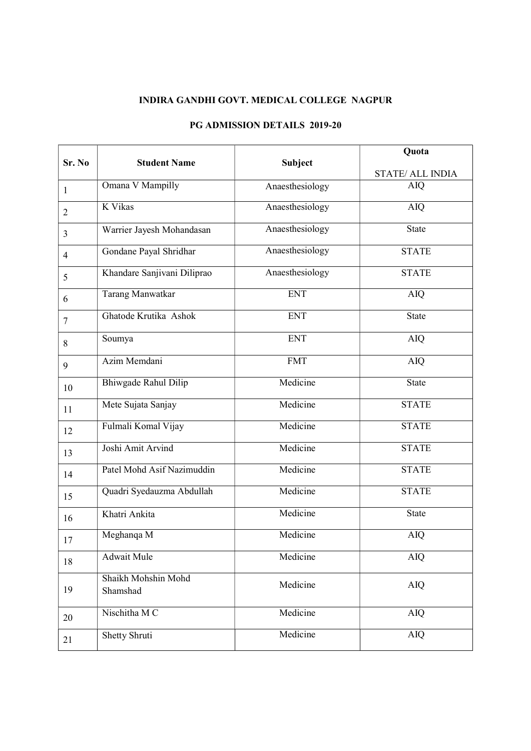**INDIRA GANDHI GOVT. MEDICAL COLLEGE NAGPUR**

**PG ADMISSION DETAILS 2019-20**

| Sr. No | Student Name | Subject | Quota<br><br>STATE/ ALL INDIA |
|---|---|---|---|
| 1 | Omana V Mampilly | Anaesthesiology | AIQ |
| 2 | K Vikas | Anaesthesiology | AIQ |
| 3 | Warrier Jayesh Mohandasan | Anaesthesiology | State |
| 4 | Gondane Payal Shridhar | Anaesthesiology | STATE |
| 5 | Khandare Sanjivani Diliprao | Anaesthesiology | STATE |
| 6 | Tarang Manwatkar | ENT | AIQ |
| 7 | Ghatode Krutika Ashok | ENT | State |
| 8 | Soumya | ENT | AIQ |
| 9 | Azim Memdani | FMT | AIQ |
| 10 | Bhiwgade Rahul Dilip | Medicine | State |
| 11 | Mete Sujata Sanjay | Medicine | STATE |
| 12 | Fulmali Komal Vijay | Medicine | STATE |
| 13 | Joshi Amit Arvind | Medicine | STATE |
| 14 | Patel Mohd Asif Nazimuddin | Medicine | STATE |
| 15 | Quadri Syedauzma Abdullah | Medicine | STATE |
| 16 | Khatri Ankita | Medicine | State |
| 17 | Meghanqa M | Medicine | AIQ |
| 18 | Adwait Mule | Medicine | AIQ |
| 19 | Shaikh Mohshin Mohd Shamshad | Medicine | AIQ |
| 20 | Nischitha M C | Medicine | AIQ |
| 21 | Shetty Shruti | Medicine | AIQ |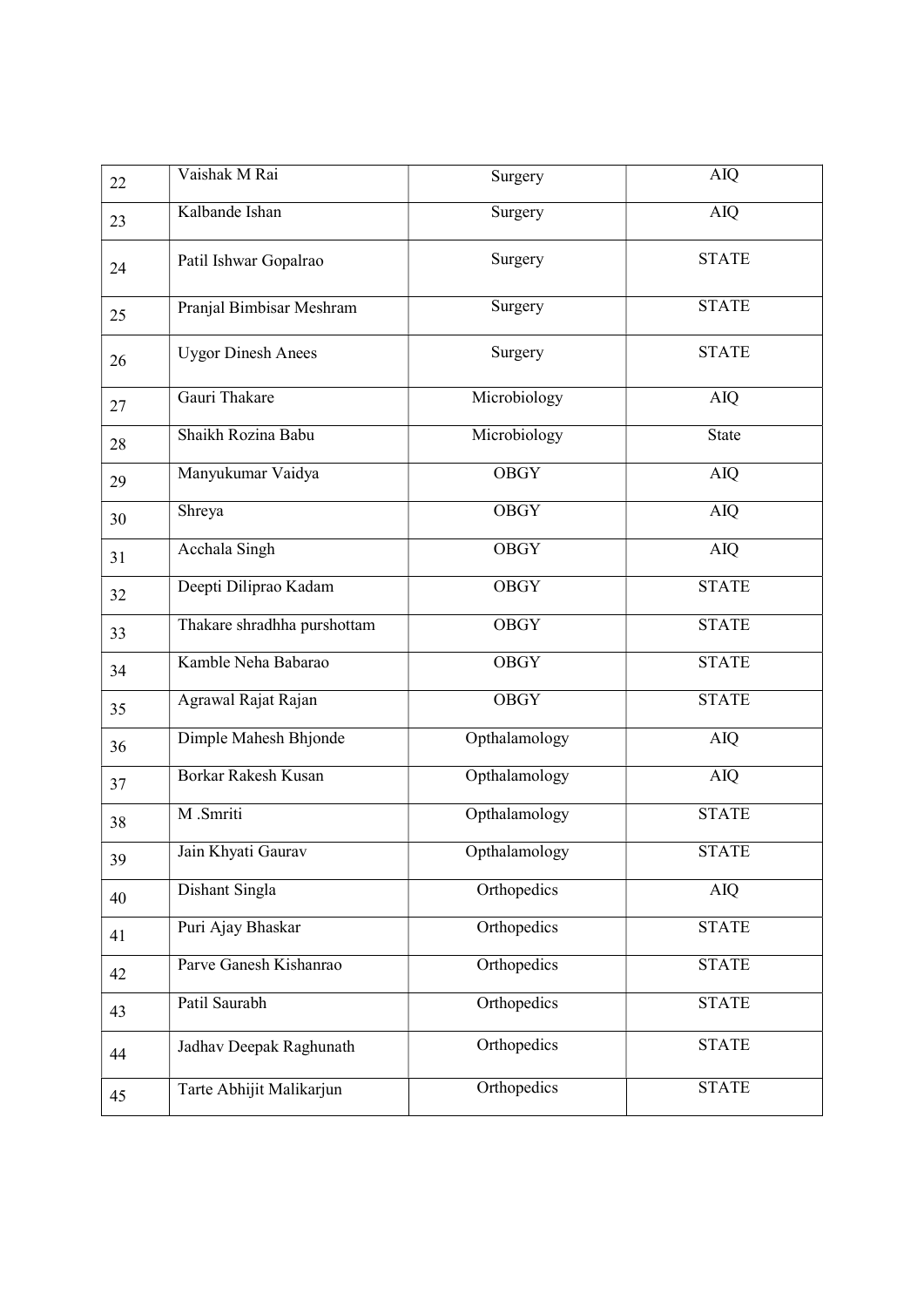| 22 | Vaishak M Rai | Surgery | AIQ |
|---|---|---|---|
| 23 | Kalbande Ishan | Surgery | AIQ |
| 24 | Patil Ishwar Gopalrao | Surgery | STATE |
| 25 | Pranjal Bimbisar Meshram | Surgery | STATE |
| 26 | Uygor Dinesh Anees | Surgery | STATE |
| 27 | Gauri Thakare | Microbiology | AIQ |
| 28 | Shaikh Rozina Babu | Microbiology | State |
| 29 | Manyukumar Vaidya | OBGY | AIQ |
| 30 | Shreya | OBGY | AIQ |
| 31 | Acchala Singh | OBGY | AIQ |
| 32 | Deepti Diliprao Kadam | OBGY | STATE |
| 33 | Thakare shradhha purshottam | OBGY | STATE |
| 34 | Kamble Neha Babarao | OBGY | STATE |
| 35 | Agrawal Rajat Rajan | OBGY | STATE |
| 36 | Dimple Mahesh Bhjonde | Opthalamology | AIQ |
| 37 | Borkar Rakesh Kusan | Opthalamology | AIQ |
| 38 | M .Smriti | Opthalamology | STATE |
| 39 | Jain Khyati Gaurav | Opthalamology | STATE |
| 40 | Dishant Singla | Orthopedics | AIQ |
| 41 | Puri Ajay Bhaskar | Orthopedics | STATE |
| 42 | Parve Ganesh Kishanrao | Orthopedics | STATE |
| 43 | Patil Saurabh | Orthopedics | STATE |
| 44 | Jadhav Deepak Raghunath | Orthopedics | STATE |
| 45 | Tarte Abhijit Malikarjun | Orthopedics | STATE |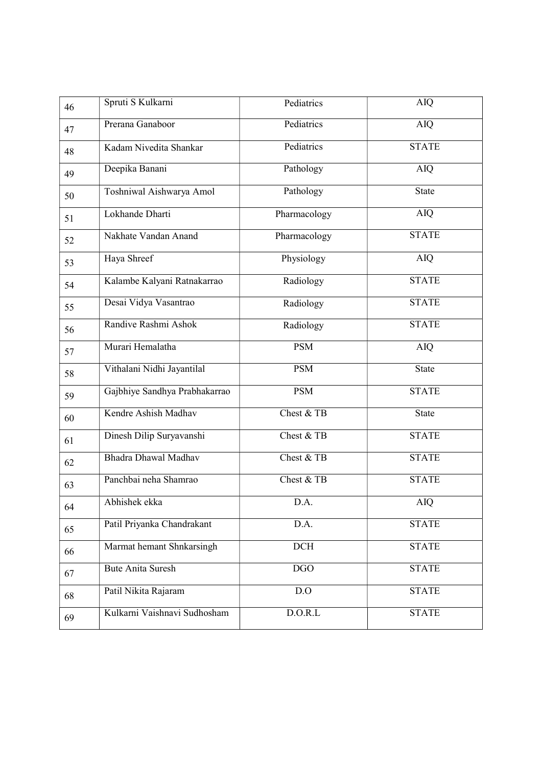| | | | |
|---|---|---|---|
| 46 | Spruti S Kulkarni | Pediatrics | AIQ |
| 47 | Prerana Ganaboor | Pediatrics | AIQ |
| 48 | Kadam Nivedita Shankar | Pediatrics | STATE |
| 49 | Deepika Banani | Pathology | AIQ |
| 50 | Toshniwal Aishwarya Amol | Pathology | State |
| 51 | Lokhande Dharti | Pharmacology | AIQ |
| 52 | Nakhate Vandan Anand | Pharmacology | STATE |
| 53 | Haya Shreef | Physiology | AIQ |
| 54 | Kalambe Kalyani Ratnakarrao | Radiology | STATE |
| 55 | Desai Vidya Vasantrao | Radiology | STATE |
| 56 | Randive Rashmi Ashok | Radiology | STATE |
| 57 | Murari Hemalatha | PSM | AIQ |
| 58 | Vithalani Nidhi Jayantilal | PSM | State |
| 59 | Gajbhiye Sandhya Prabhakarrao | PSM | STATE |
| 60 | Kendre Ashish Madhav | Chest & TB | State |
| 61 | Dinesh Dilip Suryavanshi | Chest & TB | STATE |
| 62 | Bhadra Dhawal Madhav | Chest & TB | STATE |
| 63 | Panchbai neha Shamrao | Chest & TB | STATE |
| 64 | Abhishek ekka | D.A. | AIQ |
| 65 | Patil Priyanka Chandrakant | D.A. | STATE |
| 66 | Marmat hemant Shnkarsingh | DCH | STATE |
| 67 | Bute Anita Suresh | DGO | STATE |
| 68 | Patil Nikita Rajaram | D.O | STATE |
| 69 | Kulkarni Vaishnavi Sudhosham | D.O.R.L | STATE |